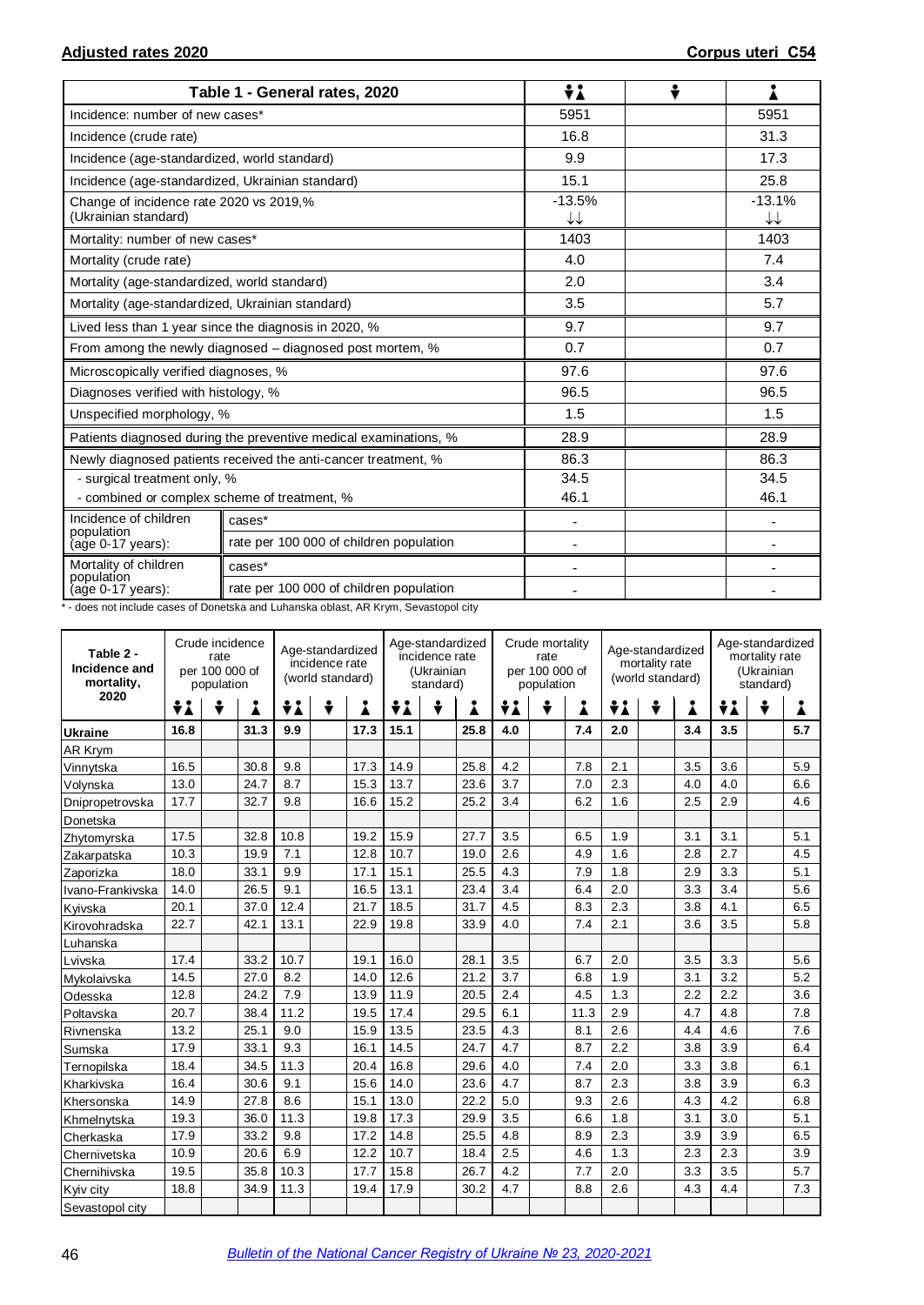**Adjusted rates 2020** **Corpus uteri C54**

| Table 1 - General rates, 2020 | | Both sexes | Male | Female |
|---|---|---|---|---|
| Incidence: number of new cases* | | 5951 | | 5951 |
| Incidence (crude rate) | | 16.8 | | 31.3 |
| Incidence (age-standardized, world standard) | | 9.9 | | 17.3 |
| Incidence (age-standardized, Ukrainian standard) | | 15.1 | | 25.8 |
| Change of incidence rate 2020 vs 2019,% (Ukrainian standard) | | -13.5% ↓↓ | | -13.1% ↓↓ |
| Mortality: number of new cases* | | 1403 | | 1403 |
| Mortality (crude rate) | | 4.0 | | 7.4 |
| Mortality (age-standardized, world standard) | | 2.0 | | 3.4 |
| Mortality (age-standardized, Ukrainian standard) | | 3.5 | | 5.7 |
| Lived less than 1 year since the diagnosis in 2020, % | | 9.7 | | 9.7 |
| From among the newly diagnosed – diagnosed post mortem, % | | 0.7 | | 0.7 |
| Microscopically verified diagnoses, % | | 97.6 | | 97.6 |
| Diagnoses verified with histology, % | | 96.5 | | 96.5 |
| Unspecified morphology, % | | 1.5 | | 1.5 |
| Patients diagnosed during the preventive medical examinations, % | | 28.9 | | 28.9 |
| Newly diagnosed patients received the anti-cancer treatment, % | | 86.3 | | 86.3 |
| - surgical treatment only, % | | 34.5 | | 34.5 |
| - combined or complex scheme of treatment, % | | 46.1 | | 46.1 |
| Incidence of children population (age 0-17 years): | cases* | - | | - |
| | rate per 100 000 of children population | - | | - |
| Mortality of children population (age 0-17 years): | cases* | - | | - |
| | rate per 100 000 of children population | - | | - |

\* - does not include cases of Donetska and Luhanska oblast, AR Krym, Sevastopol city

| Table 2 - Incidence and mortality, 2020 | Crude incidence rate per 100 000 of population | | | Age-standardized incidence rate (world standard) | | | Age-standardized incidence rate (Ukrainian standard) | | | Crude mortality rate per 100 000 of population | | | Age-standardized mortality rate (world standard) | | | Age-standardized mortality rate (Ukrainian standard) | | |
|---|---|---|---|---|---|---|---|---|---|---|---|---|---|---|---|---|---|---|
| | Both | Male | Female | Both | Male | Female | Both | Male | Female | Both | Male | Female | Both | Male | Female | Both | Male | Female |
| **Ukraine** | **16.8** | | **31.3** | **9.9** | | **17.3** | **15.1** | | **25.8** | **4.0** | | **7.4** | **2.0** | | **3.4** | **3.5** | | **5.7** |
| AR Krym | | | | | | | | | | | | | | | | | | |
| Vinnytska | 16.5 | | 30.8 | 9.8 | | 17.3 | 14.9 | | 25.8 | 4.2 | | 7.8 | 2.1 | | 3.5 | 3.6 | | 5.9 |
| Volynska | 13.0 | | 24.7 | 8.7 | | 15.3 | 13.7 | | 23.6 | 3.7 | | 7.0 | 2.3 | | 4.0 | 4.0 | | 6.6 |
| Dnipropetrovska | 17.7 | | 32.7 | 9.8 | | 16.6 | 15.2 | | 25.2 | 3.4 | | 6.2 | 1.6 | | 2.5 | 2.9 | | 4.6 |
| Donetska | | | | | | | | | | | | | | | | | | |
| Zhytomyrska | 17.5 | | 32.8 | 10.8 | | 19.2 | 15.9 | | 27.7 | 3.5 | | 6.5 | 1.9 | | 3.1 | 3.1 | | 5.1 |
| Zakarpatska | 10.3 | | 19.9 | 7.1 | | 12.8 | 10.7 | | 19.0 | 2.6 | | 4.9 | 1.6 | | 2.8 | 2.7 | | 4.5 |
| Zaporizka | 18.0 | | 33.1 | 9.9 | | 17.1 | 15.1 | | 25.5 | 4.3 | | 7.9 | 1.8 | | 2.9 | 3.3 | | 5.1 |
| Ivano-Frankivska | 14.0 | | 26.5 | 9.1 | | 16.5 | 13.1 | | 23.4 | 3.4 | | 6.4 | 2.0 | | 3.3 | 3.4 | | 5.6 |
| Kyivska | 20.1 | | 37.0 | 12.4 | | 21.7 | 18.5 | | 31.7 | 4.5 | | 8.3 | 2.3 | | 3.8 | 4.1 | | 6.5 |
| Kirovohradska | 22.7 | | 42.1 | 13.1 | | 22.9 | 19.8 | | 33.9 | 4.0 | | 7.4 | 2.1 | | 3.6 | 3.5 | | 5.8 |
| Luhanska | | | | | | | | | | | | | | | | | | |
| Lvivska | 17.4 | | 33.2 | 10.7 | | 19.1 | 16.0 | | 28.1 | 3.5 | | 6.7 | 2.0 | | 3.5 | 3.3 | | 5.6 |
| Mykolaivska | 14.5 | | 27.0 | 8.2 | | 14.0 | 12.6 | | 21.2 | 3.7 | | 6.8 | 1.9 | | 3.1 | 3.2 | | 5.2 |
| Odesska | 12.8 | | 24.2 | 7.9 | | 13.9 | 11.9 | | 20.5 | 2.4 | | 4.5 | 1.3 | | 2.2 | 2.2 | | 3.6 |
| Poltavska | 20.7 | | 38.4 | 11.2 | | 19.5 | 17.4 | | 29.5 | 6.1 | | 11.3 | 2.9 | | 4.7 | 4.8 | | 7.8 |
| Rivnenska | 13.2 | | 25.1 | 9.0 | | 15.9 | 13.5 | | 23.5 | 4.3 | | 8.1 | 2.6 | | 4.4 | 4.6 | | 7.6 |
| Sumska | 17.9 | | 33.1 | 9.3 | | 16.1 | 14.5 | | 24.7 | 4.7 | | 8.7 | 2.2 | | 3.8 | 3.9 | | 6.4 |
| Ternopilska | 18.4 | | 34.5 | 11.3 | | 20.4 | 16.8 | | 29.6 | 4.0 | | 7.4 | 2.0 | | 3.3 | 3.8 | | 6.1 |
| Kharkivska | 16.4 | | 30.6 | 9.1 | | 15.6 | 14.0 | | 23.6 | 4.7 | | 8.7 | 2.3 | | 3.8 | 3.9 | | 6.3 |
| Khersonska | 14.9 | | 27.8 | 8.6 | | 15.1 | 13.0 | | 22.2 | 5.0 | | 9.3 | 2.6 | | 4.3 | 4.2 | | 6.8 |
| Khmelnytska | 19.3 | | 36.0 | 11.3 | | 19.8 | 17.3 | | 29.9 | 3.5 | | 6.6 | 1.8 | | 3.1 | 3.0 | | 5.1 |
| Cherkaska | 17.9 | | 33.2 | 9.8 | | 17.2 | 14.8 | | 25.5 | 4.8 | | 8.9 | 2.3 | | 3.9 | 3.9 | | 6.5 |
| Chernivetska | 10.9 | | 20.6 | 6.9 | | 12.2 | 10.7 | | 18.4 | 2.5 | | 4.6 | 1.3 | | 2.3 | 2.3 | | 3.9 |
| Chernihivska | 19.5 | | 35.8 | 10.3 | | 17.7 | 15.8 | | 26.7 | 4.2 | | 7.7 | 2.0 | | 3.3 | 3.5 | | 5.7 |
| Kyiv city | 18.8 | | 34.9 | 11.3 | | 19.4 | 17.9 | | 30.2 | 4.7 | | 8.8 | 2.6 | | 4.3 | 4.4 | | 7.3 |
| Sevastopol city | | | | | | | | | | | | | | | | | | |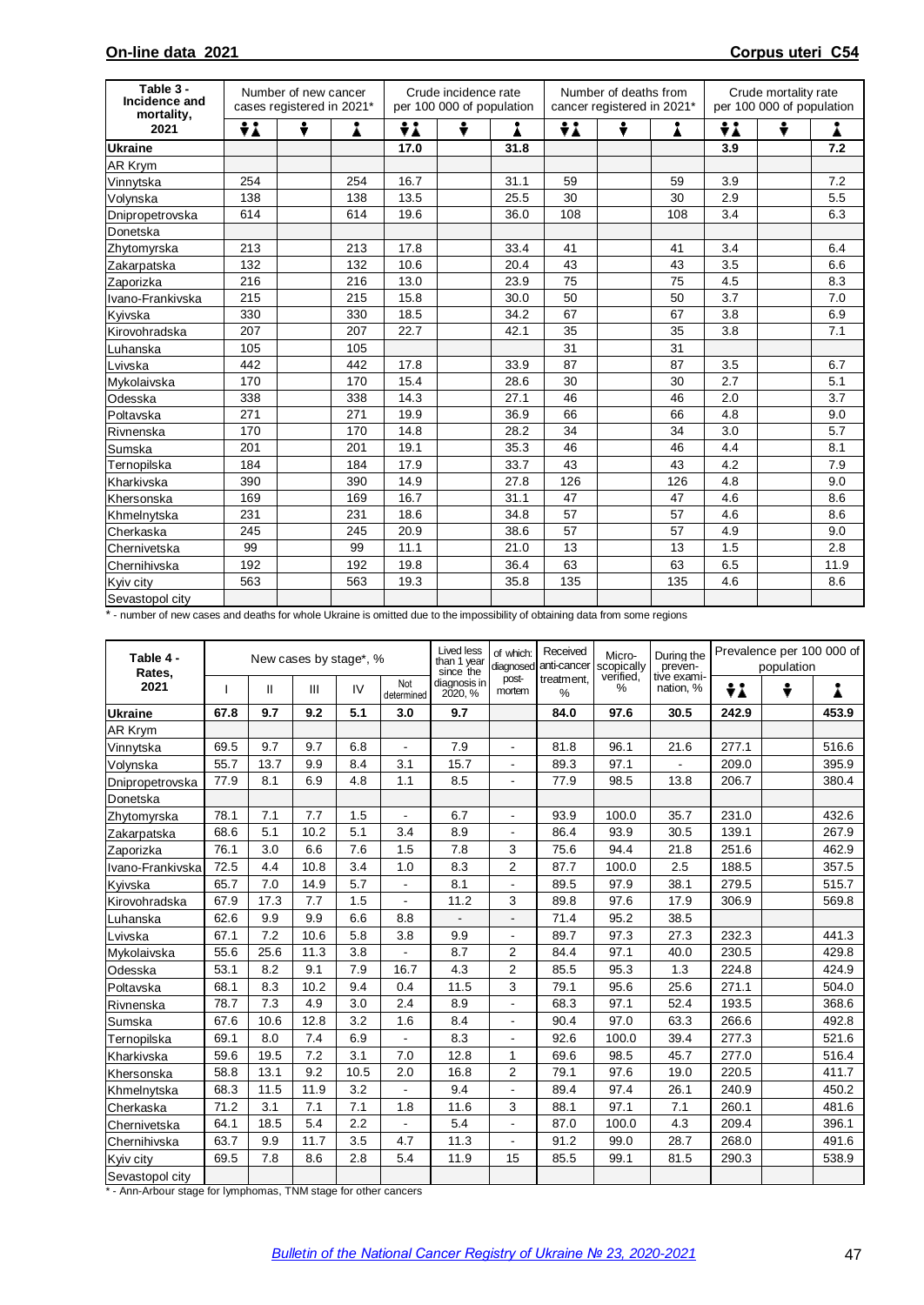**On-line data 2021** **Corpus uteri C54**

| Table 3 - Incidence and mortality, 2021 | Number of new cancer cases registered in 2021* | | | Crude incidence rate per 100 000 of population | | | Number of deaths from cancer registered in 2021* | | | Crude mortality rate per 100 000 of population | | |
|---|---|---|---|---|---|---|---|---|---|---|---|---|
| | ♂♀ | ♂ | ♀ | ♂♀ | ♂ | ♀ | ♂♀ | ♂ | ♀ | ♂♀ | ♂ | ♀ |
| **Ukraine** | | | | **17.0** | | **31.8** | | | | **3.9** | | **7.2** |
| AR Krym | | | | | | | | | | | | |
| Vinnytska | 254 | | 254 | 16.7 | | 31.1 | 59 | | 59 | 3.9 | | 7.2 |
| Volynska | 138 | | 138 | 13.5 | | 25.5 | 30 | | 30 | 2.9 | | 5.5 |
| Dnipropetrovska | 614 | | 614 | 19.6 | | 36.0 | 108 | | 108 | 3.4 | | 6.3 |
| Donetska | | | | | | | | | | | | |
| Zhytomyrska | 213 | | 213 | 17.8 | | 33.4 | 41 | | 41 | 3.4 | | 6.4 |
| Zakarpatska | 132 | | 132 | 10.6 | | 20.4 | 43 | | 43 | 3.5 | | 6.6 |
| Zaporizka | 216 | | 216 | 13.0 | | 23.9 | 75 | | 75 | 4.5 | | 8.3 |
| Ivano-Frankivska | 215 | | 215 | 15.8 | | 30.0 | 50 | | 50 | 3.7 | | 7.0 |
| Kyivska | 330 | | 330 | 18.5 | | 34.2 | 67 | | 67 | 3.8 | | 6.9 |
| Kirovohradska | 207 | | 207 | 22.7 | | 42.1 | 35 | | 35 | 3.8 | | 7.1 |
| Luhanska | 105 | | 105 | | | | 31 | | 31 | | | |
| Lvivska | 442 | | 442 | 17.8 | | 33.9 | 87 | | 87 | 3.5 | | 6.7 |
| Mykolaivska | 170 | | 170 | 15.4 | | 28.6 | 30 | | 30 | 2.7 | | 5.1 |
| Odesska | 338 | | 338 | 14.3 | | 27.1 | 46 | | 46 | 2.0 | | 3.7 |
| Poltavska | 271 | | 271 | 19.9 | | 36.9 | 66 | | 66 | 4.8 | | 9.0 |
| Rivnenska | 170 | | 170 | 14.8 | | 28.2 | 34 | | 34 | 3.0 | | 5.7 |
| Sumska | 201 | | 201 | 19.1 | | 35.3 | 46 | | 46 | 4.4 | | 8.1 |
| Ternopilska | 184 | | 184 | 17.9 | | 33.7 | 43 | | 43 | 4.2 | | 7.9 |
| Kharkivska | 390 | | 390 | 14.9 | | 27.8 | 126 | | 126 | 4.8 | | 9.0 |
| Khersonska | 169 | | 169 | 16.7 | | 31.1 | 47 | | 47 | 4.6 | | 8.6 |
| Khmelnytska | 231 | | 231 | 18.6 | | 34.8 | 57 | | 57 | 4.6 | | 8.6 |
| Cherkaska | 245 | | 245 | 20.9 | | 38.6 | 57 | | 57 | 4.9 | | 9.0 |
| Chernivetska | 99 | | 99 | 11.1 | | 21.0 | 13 | | 13 | 1.5 | | 2.8 |
| Chernihivska | 192 | | 192 | 19.8 | | 36.4 | 63 | | 63 | 6.5 | | 11.9 |
| Kyiv city | 563 | | 563 | 19.3 | | 35.8 | 135 | | 135 | 4.6 | | 8.6 |
| Sevastopol city | | | | | | | | | | | | |

\* - number of new cases and deaths for whole Ukraine is omitted due to the impossibility of obtaining data from some regions

| Table 4 - Rates, 2021 | New cases by stage*, % | | | | | Lived less than 1 year since the diagnosis in 2020, % | of which: diagnosed post-mortem | Received anti-cancer treatment, % | Micro-scopically verified, % | During the preven-tive exami-nation, % | Prevalence per 100 000 of population | | |
|---|---|---|---|---|---|---|---|---|---|---|---|---|---|
| | I | II | III | IV | Not determined | | | | | | ♂♀ | ♂ | ♀ |
| **Ukraine** | **67.8** | **9.7** | **9.2** | **5.1** | **3.0** | **9.7** | | **84.0** | **97.6** | **30.5** | **242.9** | | **453.9** |
| AR Krym | | | | | | | | | | | | | |
| Vinnytska | 69.5 | 9.7 | 9.7 | 6.8 | - | 7.9 | - | 81.8 | 96.1 | 21.6 | 277.1 | | 516.6 |
| Volynska | 55.7 | 13.7 | 9.9 | 8.4 | 3.1 | 15.7 | - | 89.3 | 97.1 | - | 209.0 | | 395.9 |
| Dnipropetrovska | 77.9 | 8.1 | 6.9 | 4.8 | 1.1 | 8.5 | - | 77.9 | 98.5 | 13.8 | 206.7 | | 380.4 |
| Donetska | | | | | | | | | | | | | |
| Zhytomyrska | 78.1 | 7.1 | 7.7 | 1.5 | - | 6.7 | - | 93.9 | 100.0 | 35.7 | 231.0 | | 432.6 |
| Zakarpatska | 68.6 | 5.1 | 10.2 | 5.1 | 3.4 | 8.9 | - | 86.4 | 93.9 | 30.5 | 139.1 | | 267.9 |
| Zaporizka | 76.1 | 3.0 | 6.6 | 7.6 | 1.5 | 7.8 | 3 | 75.6 | 94.4 | 21.8 | 251.6 | | 462.9 |
| Ivano-Frankivska | 72.5 | 4.4 | 10.8 | 3.4 | 1.0 | 8.3 | 2 | 87.7 | 100.0 | 2.5 | 188.5 | | 357.5 |
| Kyivska | 65.7 | 7.0 | 14.9 | 5.7 | - | 8.1 | - | 89.5 | 97.9 | 38.1 | 279.5 | | 515.7 |
| Kirovohradska | 67.9 | 17.3 | 7.7 | 1.5 | - | 11.2 | 3 | 89.8 | 97.6 | 17.9 | 306.9 | | 569.8 |
| Luhanska | 62.6 | 9.9 | 9.9 | 6.6 | 8.8 | - | - | 71.4 | 95.2 | 38.5 | | | |
| Lvivska | 67.1 | 7.2 | 10.6 | 5.8 | 3.8 | 9.9 | - | 89.7 | 97.3 | 27.3 | 232.3 | | 441.3 |
| Mykolaivska | 55.6 | 25.6 | 11.3 | 3.8 | - | 8.7 | 2 | 84.4 | 97.1 | 40.0 | 230.5 | | 429.8 |
| Odesska | 53.1 | 8.2 | 9.1 | 7.9 | 16.7 | 4.3 | 2 | 85.5 | 95.3 | 1.3 | 224.8 | | 424.9 |
| Poltavska | 68.1 | 8.3 | 10.2 | 9.4 | 0.4 | 11.5 | 3 | 79.1 | 95.6 | 25.6 | 271.1 | | 504.0 |
| Rivnenska | 78.7 | 7.3 | 4.9 | 3.0 | 2.4 | 8.9 | - | 68.3 | 97.1 | 52.4 | 193.5 | | 368.6 |
| Sumska | 67.6 | 10.6 | 12.8 | 3.2 | 1.6 | 8.4 | - | 90.4 | 97.0 | 63.3 | 266.6 | | 492.8 |
| Ternopilska | 69.1 | 8.0 | 7.4 | 6.9 | - | 8.3 | - | 92.6 | 100.0 | 39.4 | 277.3 | | 521.6 |
| Kharkivska | 59.6 | 19.5 | 7.2 | 3.1 | 7.0 | 12.8 | 1 | 69.6 | 98.5 | 45.7 | 277.0 | | 516.4 |
| Khersonska | 58.8 | 13.1 | 9.2 | 10.5 | 2.0 | 16.8 | 2 | 79.1 | 97.6 | 19.0 | 220.5 | | 411.7 |
| Khmelnytska | 68.3 | 11.5 | 11.9 | 3.2 | - | 9.4 | - | 89.4 | 97.4 | 26.1 | 240.9 | | 450.2 |
| Cherkaska | 71.2 | 3.1 | 7.1 | 7.1 | 1.8 | 11.6 | 3 | 88.1 | 97.1 | 7.1 | 260.1 | | 481.6 |
| Chernivetska | 64.1 | 18.5 | 5.4 | 2.2 | - | 5.4 | - | 87.0 | 100.0 | 4.3 | 209.4 | | 396.1 |
| Chernihivska | 63.7 | 9.9 | 11.7 | 3.5 | 4.7 | 11.3 | - | 91.2 | 99.0 | 28.7 | 268.0 | | 491.6 |
| Kyiv city | 69.5 | 7.8 | 8.6 | 2.8 | 5.4 | 11.9 | 15 | 85.5 | 99.1 | 81.5 | 290.3 | | 538.9 |
| Sevastopol city | | | | | | | | | | | | | |

\* - Ann-Arbour stage for lymphomas, TNM stage for other cancers